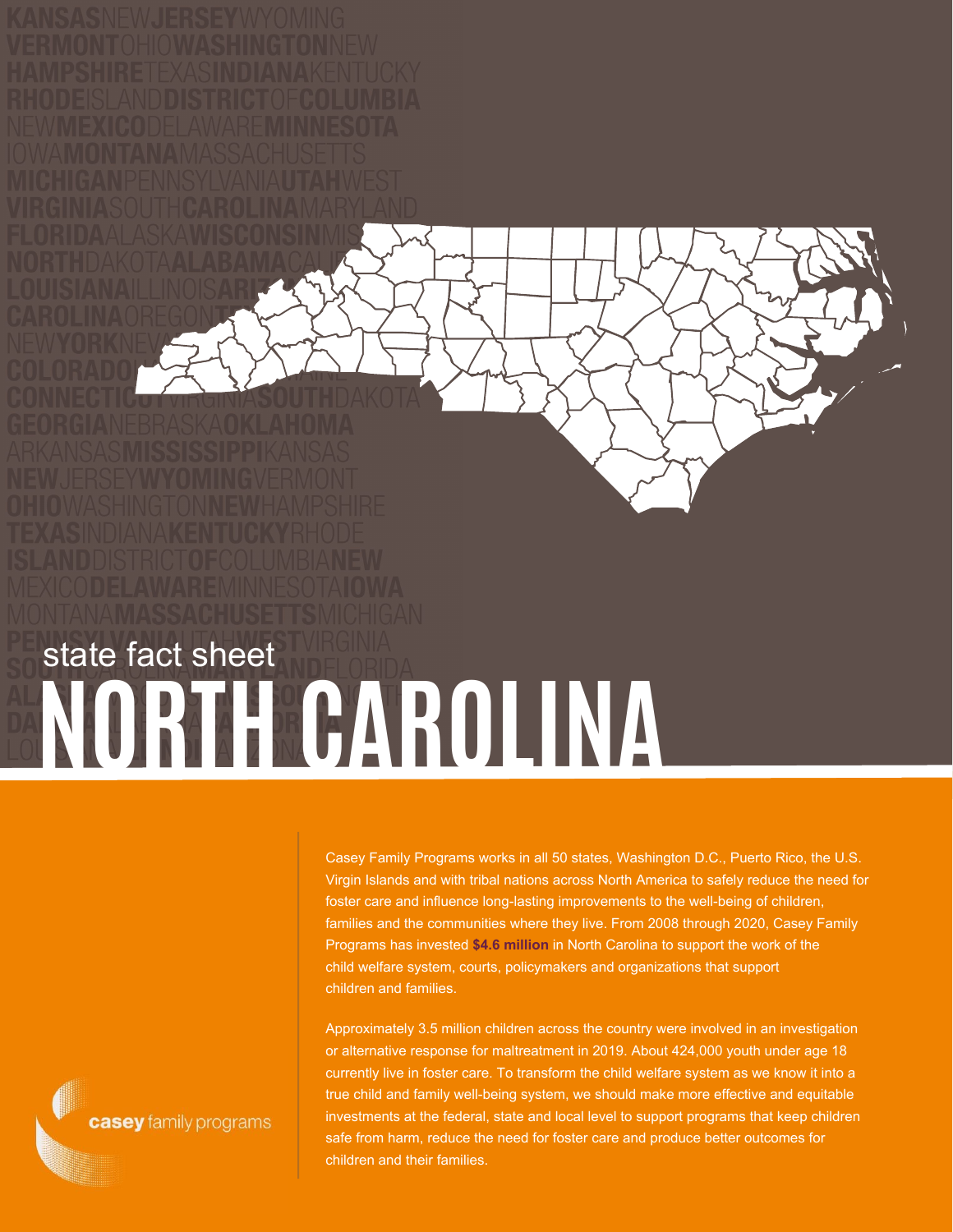state fact sheet

# NORTH CAROLINA

Casey Family Programs works in all 50 states, Washington D.C., Puerto Rico, the U.S. Virgin Islands and with tribal nations across North America to safely reduce the need for foster care and influence long-lasting improvements to the well-being of children, families and the communities where they live. From 2008 through 2020, Casey Family Programs has invested **$4.6 million** in North Carolina to support the work of the child welfare system, courts, policymakers and organizations that support children and families.

Approximately 3.5 million children across the country were involved in an investigation or alternative response for maltreatment in 2019. About 424,000 youth under age 18 currently live in foster care. To transform the child welfare system as we know it into a true child and family well-being system, we should make more effective and equitable investments at the federal, state and local level to support programs that keep children safe from harm, reduce the need for foster care and produce better outcomes for children and their families.

casey family programs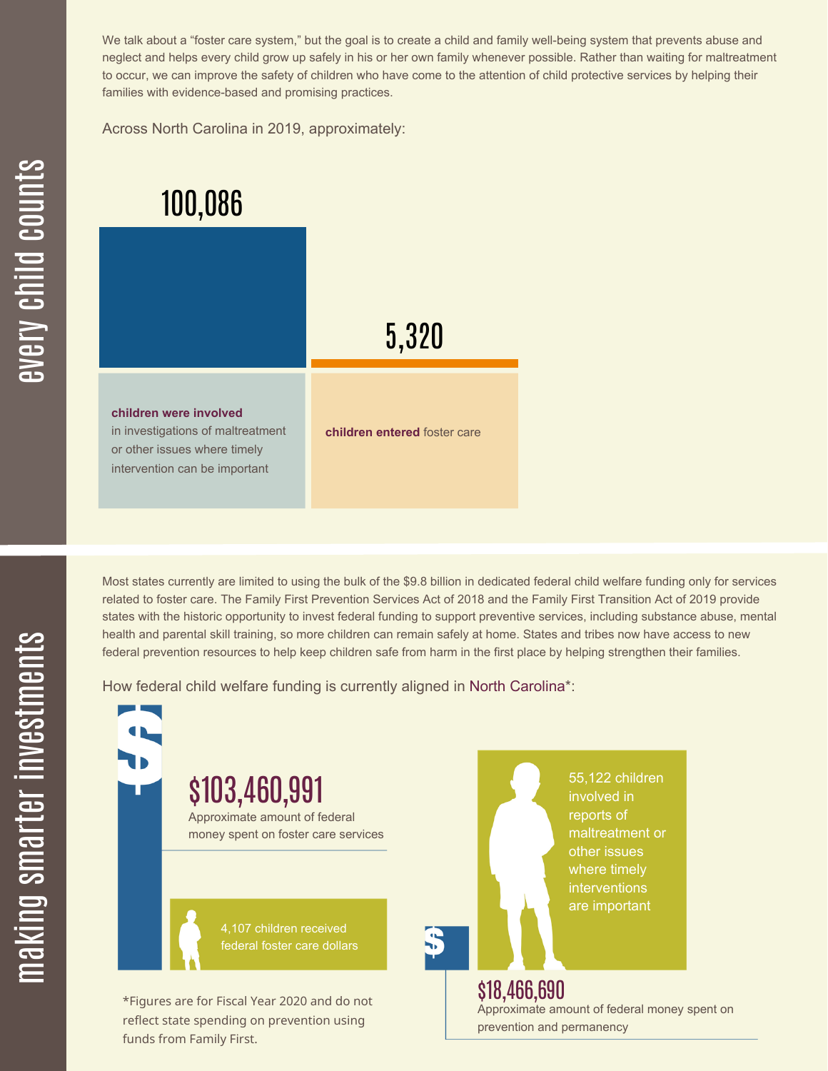## every child counts

We talk about a "foster care system," but the goal is to create a child and family well-being system that prevents abuse and neglect and helps every child grow up safely in his or her own family whenever possible. Rather than waiting for maltreatment to occur, we can improve the safety of children who have come to the attention of child protective services by helping their families with evidence-based and promising practices.

Across North Carolina in 2019, approximately:

100,086

**children were involved** in investigations of maltreatment or other issues where timely intervention can be important

5,320

**children entered** foster care

## making smarter investments

Most states currently are limited to using the bulk of the $9.8 billion in dedicated federal child welfare funding only for services related to foster care. The Family First Prevention Services Act of 2018 and the Family First Transition Act of 2019 provide states with the historic opportunity to invest federal funding to support preventive services, including substance abuse, mental health and parental skill training, so more children can remain safely at home. States and tribes now have access to new federal prevention resources to help keep children safe from harm in the first place by helping strengthen their families.

How federal child welfare funding is currently aligned in North Carolina*:

$103,460,991

Approximate amount of federal money spent on foster care services

4,107 children received federal foster care dollars

55,122 children involved in reports of maltreatment or other issues where timely interventions are important

$18,466,690

Approximate amount of federal money spent on prevention and permanency

*Figures are for Fiscal Year 2020 and do not reflect state spending on prevention using funds from Family First.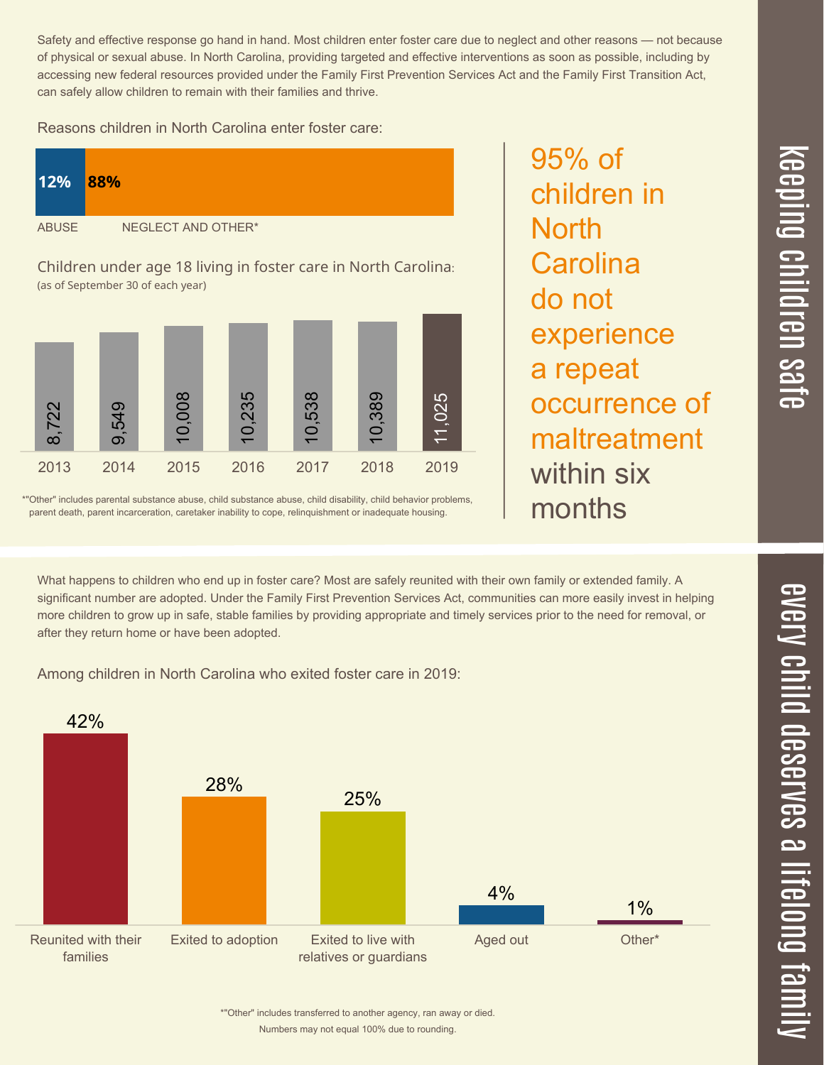# Keeping children safe

Safety and effective response go hand in hand. Most children enter foster care due to neglect and other reasons — not because of physical or sexual abuse. In North Carolina, providing targeted and effective interventions as soon as possible, including by accessing new federal resources provided under the Family First Prevention Services Act and the Family First Transition Act, can safely allow children to remain with their families and thrive.

Reasons children in North Carolina enter foster care:

12% ABUSE

88% NEGLECT AND OTHER*

Children under age 18 living in foster care in North Carolina:
(as of September 30 of each year)

2013: 8,722
2014: 9,549
2015: 10,008
2016: 10,235
2017: 10,538
2018: 10,389
2019: 11,025

*"Other" includes parental substance abuse, child substance abuse, child disability, child behavior problems, parent death, parent incarceration, caretaker inability to cope, relinquishment or inadequate housing.

**95% of children in North Carolina do not experience a repeat occurrence of maltreatment within six months**

# every child deserves a lifelong family

What happens to children who end up in foster care? Most are safely reunited with their own family or extended family. A significant number are adopted. Under the Family First Prevention Services Act, communities can more easily invest in helping more children to grow up in safe, stable families by providing appropriate and timely services prior to the need for removal, or after they return home or have been adopted.

Among children in North Carolina who exited foster care in 2019:

Reunited with their families: 42%
Exited to adoption: 28%
Exited to live with relatives or guardians: 25%
Aged out: 4%
Other*: 1%

*"Other" includes transferred to another agency, ran away or died.
Numbers may not equal 100% due to rounding.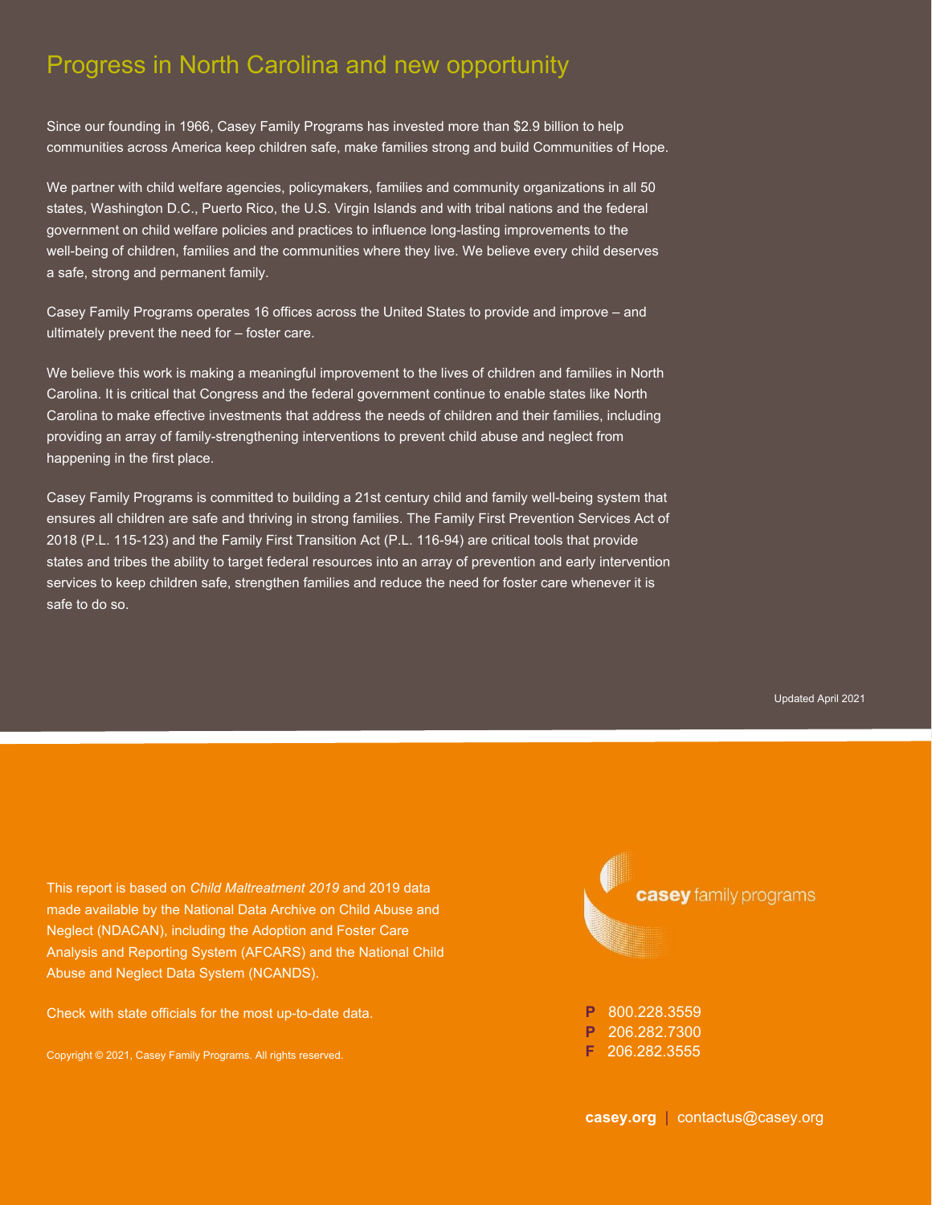## Progress in North Carolina and new opportunity

Since our founding in 1966, Casey Family Programs has invested more than $2.9 billion to help communities across America keep children safe, make families strong and build Communities of Hope.

We partner with child welfare agencies, policymakers, families and community organizations in all 50 states, Washington D.C., Puerto Rico, the U.S. Virgin Islands and with tribal nations and the federal government on child welfare policies and practices to influence long-lasting improvements to the well-being of children, families and the communities where they live. We believe every child deserves a safe, strong and permanent family.

Casey Family Programs operates 16 offices across the United States to provide and improve – and ultimately prevent the need for – foster care.

We believe this work is making a meaningful improvement to the lives of children and families in North Carolina. It is critical that Congress and the federal government continue to enable states like North Carolina to make effective investments that address the needs of children and their families, including providing an array of family-strengthening interventions to prevent child abuse and neglect from happening in the first place.

Casey Family Programs is committed to building a 21st century child and family well-being system that ensures all children are safe and thriving in strong families. The Family First Prevention Services Act of 2018 (P.L. 115-123) and the Family First Transition Act (P.L. 116-94) are critical tools that provide states and tribes the ability to target federal resources into an array of prevention and early intervention services to keep children safe, strengthen families and reduce the need for foster care whenever it is safe to do so.

Updated April 2021

This report is based on *Child Maltreatment 2019* and 2019 data made available by the National Data Archive on Child Abuse and Neglect (NDACAN), including the Adoption and Foster Care Analysis and Reporting System (AFCARS) and the National Child Abuse and Neglect Data System (NCANDS).

Check with state officials for the most up-to-date data.

Copyright © 2021, Casey Family Programs. All rights reserved.

**casey** family programs

**P** 800.228.3559
**P** 206.282.7300
**F** 206.282.3555

**casey.org** | contactus@casey.org